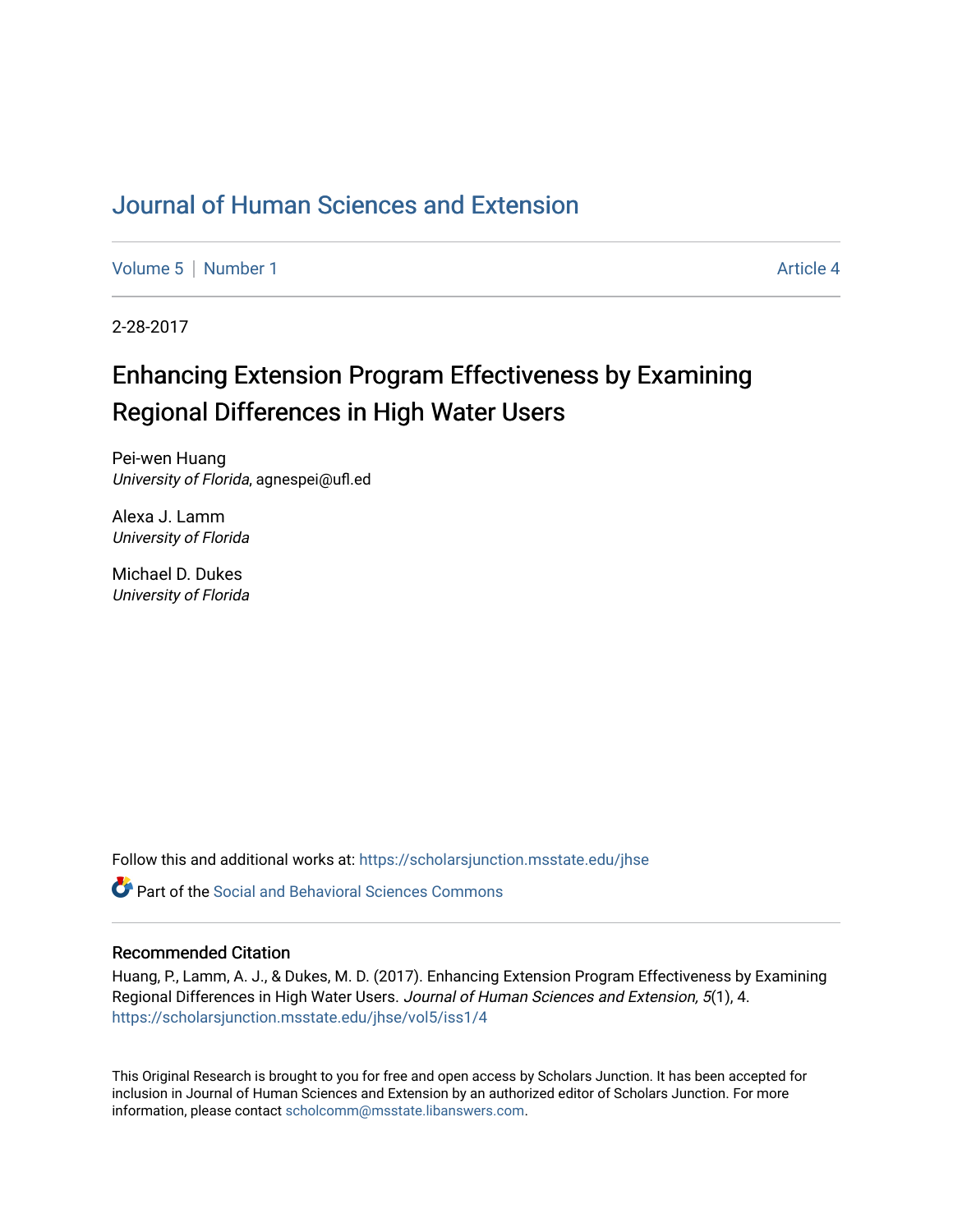# Journal of Human Sciences and Extension

Volume 5 | Number 1 Article 4

2-28-2017

## Enhancing Extension Program Effectiveness by Examining Regional Differences in High Water Users

Pei-wen Huang
*University of Florida*, agnespei@ufl.ed

Alexa J. Lamm
*University of Florida*

Michael D. Dukes
*University of Florida*

Follow this and additional works at: https://scholarsjunction.msstate.edu/jhse

Part of the Social and Behavioral Sciences Commons

### Recommended Citation

Huang, P., Lamm, A. J., & Dukes, M. D. (2017). Enhancing Extension Program Effectiveness by Examining Regional Differences in High Water Users. *Journal of Human Sciences and Extension, 5*(1), 4. https://scholarsjunction.msstate.edu/jhse/vol5/iss1/4

This Original Research is brought to you for free and open access by Scholars Junction. It has been accepted for inclusion in Journal of Human Sciences and Extension by an authorized editor of Scholars Junction. For more information, please contact scholcomm@msstate.libanswers.com.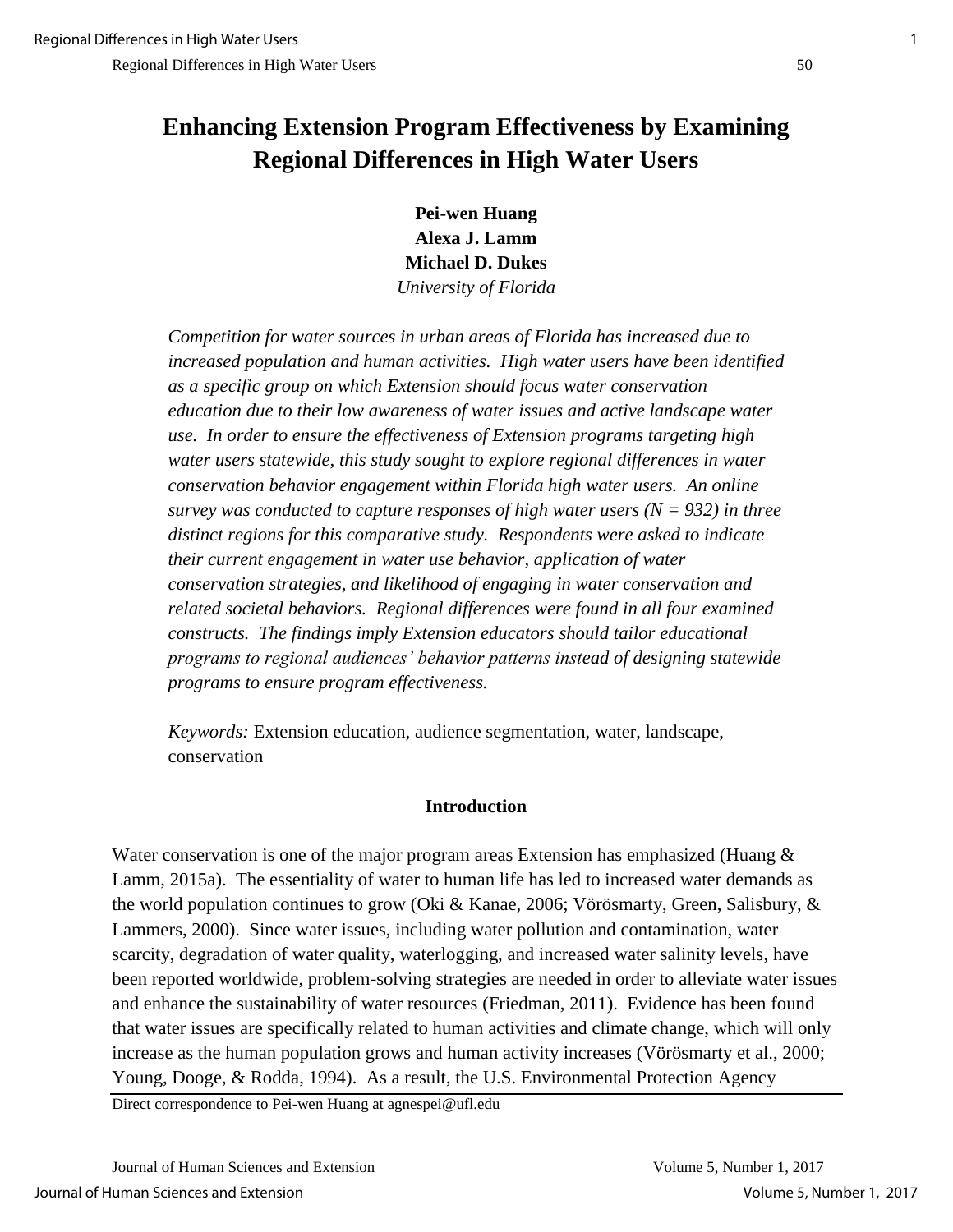# Enhancing Extension Program Effectiveness by Examining Regional Differences in High Water Users

**Pei-wen Huang**
**Alexa J. Lamm**
**Michael D. Dukes**
*University of Florida*

*Competition for water sources in urban areas of Florida has increased due to increased population and human activities. High water users have been identified as a specific group on which Extension should focus water conservation education due to their low awareness of water issues and active landscape water use. In order to ensure the effectiveness of Extension programs targeting high water users statewide, this study sought to explore regional differences in water conservation behavior engagement within Florida high water users. An online survey was conducted to capture responses of high water users (N = 932) in three distinct regions for this comparative study. Respondents were asked to indicate their current engagement in water use behavior, application of water conservation strategies, and likelihood of engaging in water conservation and related societal behaviors. Regional differences were found in all four examined constructs. The findings imply Extension educators should tailor educational programs to regional audiences' behavior patterns instead of designing statewide programs to ensure program effectiveness.*

*Keywords:* Extension education, audience segmentation, water, landscape, conservation

## Introduction

Water conservation is one of the major program areas Extension has emphasized (Huang & Lamm, 2015a). The essentiality of water to human life has led to increased water demands as the world population continues to grow (Oki & Kanae, 2006; Vörösmarty, Green, Salisbury, & Lammers, 2000). Since water issues, including water pollution and contamination, water scarcity, degradation of water quality, waterlogging, and increased water salinity levels, have been reported worldwide, problem-solving strategies are needed in order to alleviate water issues and enhance the sustainability of water resources (Friedman, 2011). Evidence has been found that water issues are specifically related to human activities and climate change, which will only increase as the human population grows and human activity increases (Vörösmarty et al., 2000; Young, Dooge, & Rodda, 1994). As a result, the U.S. Environmental Protection Agency

Direct correspondence to Pei-wen Huang at agnespei@ufl.edu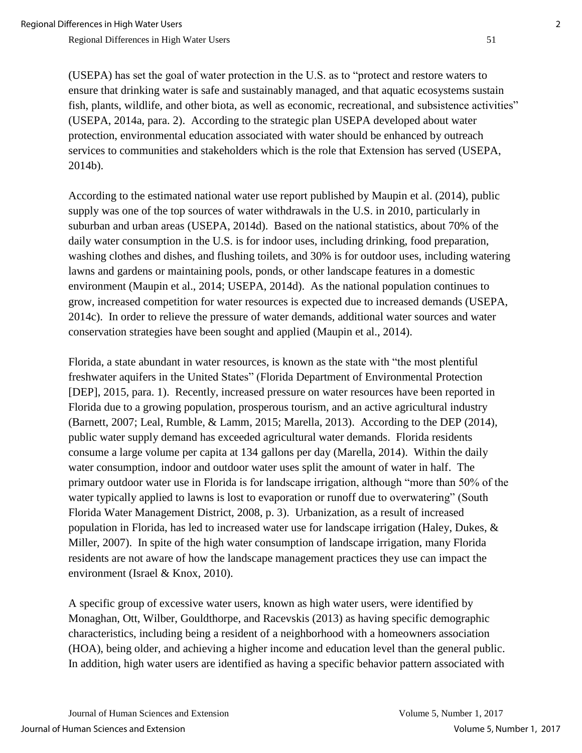(USEPA) has set the goal of water protection in the U.S. as to "protect and restore waters to ensure that drinking water is safe and sustainably managed, and that aquatic ecosystems sustain fish, plants, wildlife, and other biota, as well as economic, recreational, and subsistence activities" (USEPA, 2014a, para. 2). According to the strategic plan USEPA developed about water protection, environmental education associated with water should be enhanced by outreach services to communities and stakeholders which is the role that Extension has served (USEPA, 2014b).

According to the estimated national water use report published by Maupin et al. (2014), public supply was one of the top sources of water withdrawals in the U.S. in 2010, particularly in suburban and urban areas (USEPA, 2014d). Based on the national statistics, about 70% of the daily water consumption in the U.S. is for indoor uses, including drinking, food preparation, washing clothes and dishes, and flushing toilets, and 30% is for outdoor uses, including watering lawns and gardens or maintaining pools, ponds, or other landscape features in a domestic environment (Maupin et al., 2014; USEPA, 2014d). As the national population continues to grow, increased competition for water resources is expected due to increased demands (USEPA, 2014c). In order to relieve the pressure of water demands, additional water sources and water conservation strategies have been sought and applied (Maupin et al., 2014).

Florida, a state abundant in water resources, is known as the state with "the most plentiful freshwater aquifers in the United States" (Florida Department of Environmental Protection [DEP], 2015, para. 1). Recently, increased pressure on water resources have been reported in Florida due to a growing population, prosperous tourism, and an active agricultural industry (Barnett, 2007; Leal, Rumble, & Lamm, 2015; Marella, 2013). According to the DEP (2014), public water supply demand has exceeded agricultural water demands. Florida residents consume a large volume per capita at 134 gallons per day (Marella, 2014). Within the daily water consumption, indoor and outdoor water uses split the amount of water in half. The primary outdoor water use in Florida is for landscape irrigation, although "more than 50% of the water typically applied to lawns is lost to evaporation or runoff due to overwatering" (South Florida Water Management District, 2008, p. 3). Urbanization, as a result of increased population in Florida, has led to increased water use for landscape irrigation (Haley, Dukes, & Miller, 2007). In spite of the high water consumption of landscape irrigation, many Florida residents are not aware of how the landscape management practices they use can impact the environment (Israel & Knox, 2010).

A specific group of excessive water users, known as high water users, were identified by Monaghan, Ott, Wilber, Gouldthorpe, and Racevskis (2013) as having specific demographic characteristics, including being a resident of a neighborhood with a homeowners association (HOA), being older, and achieving a higher income and education level than the general public. In addition, high water users are identified as having a specific behavior pattern associated with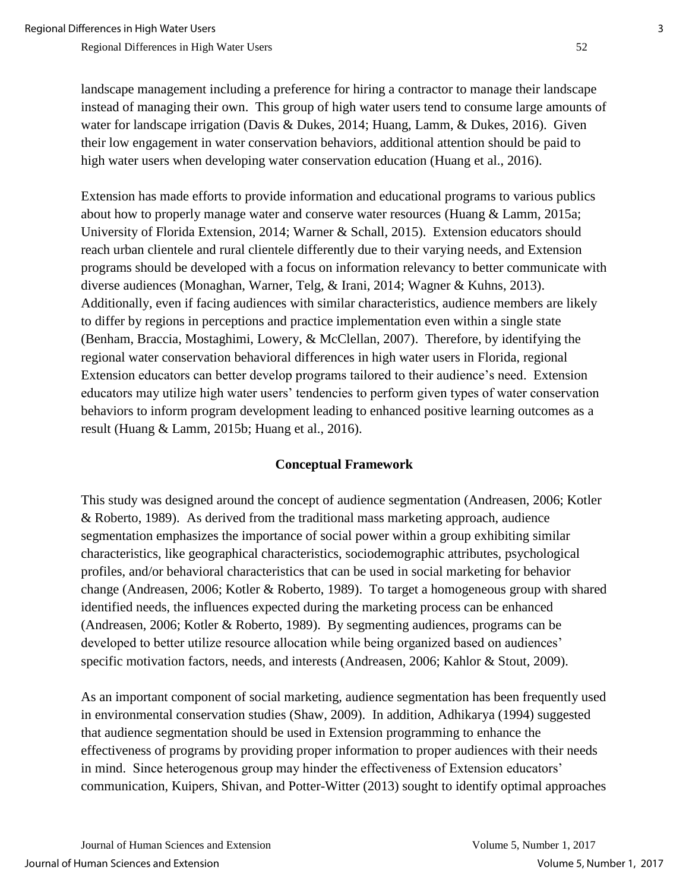landscape management including a preference for hiring a contractor to manage their landscape instead of managing their own. This group of high water users tend to consume large amounts of water for landscape irrigation (Davis & Dukes, 2014; Huang, Lamm, & Dukes, 2016). Given their low engagement in water conservation behaviors, additional attention should be paid to high water users when developing water conservation education (Huang et al., 2016).

Extension has made efforts to provide information and educational programs to various publics about how to properly manage water and conserve water resources (Huang & Lamm, 2015a; University of Florida Extension, 2014; Warner & Schall, 2015). Extension educators should reach urban clientele and rural clientele differently due to their varying needs, and Extension programs should be developed with a focus on information relevancy to better communicate with diverse audiences (Monaghan, Warner, Telg, & Irani, 2014; Wagner & Kuhns, 2013). Additionally, even if facing audiences with similar characteristics, audience members are likely to differ by regions in perceptions and practice implementation even within a single state (Benham, Braccia, Mostaghimi, Lowery, & McClellan, 2007). Therefore, by identifying the regional water conservation behavioral differences in high water users in Florida, regional Extension educators can better develop programs tailored to their audience's need. Extension educators may utilize high water users' tendencies to perform given types of water conservation behaviors to inform program development leading to enhanced positive learning outcomes as a result (Huang & Lamm, 2015b; Huang et al., 2016).

## Conceptual Framework

This study was designed around the concept of audience segmentation (Andreasen, 2006; Kotler & Roberto, 1989). As derived from the traditional mass marketing approach, audience segmentation emphasizes the importance of social power within a group exhibiting similar characteristics, like geographical characteristics, sociodemographic attributes, psychological profiles, and/or behavioral characteristics that can be used in social marketing for behavior change (Andreasen, 2006; Kotler & Roberto, 1989). To target a homogeneous group with shared identified needs, the influences expected during the marketing process can be enhanced (Andreasen, 2006; Kotler & Roberto, 1989). By segmenting audiences, programs can be developed to better utilize resource allocation while being organized based on audiences' specific motivation factors, needs, and interests (Andreasen, 2006; Kahlor & Stout, 2009).

As an important component of social marketing, audience segmentation has been frequently used in environmental conservation studies (Shaw, 2009). In addition, Adhikarya (1994) suggested that audience segmentation should be used in Extension programming to enhance the effectiveness of programs by providing proper information to proper audiences with their needs in mind. Since heterogenous group may hinder the effectiveness of Extension educators' communication, Kuipers, Shivan, and Potter-Witter (2013) sought to identify optimal approaches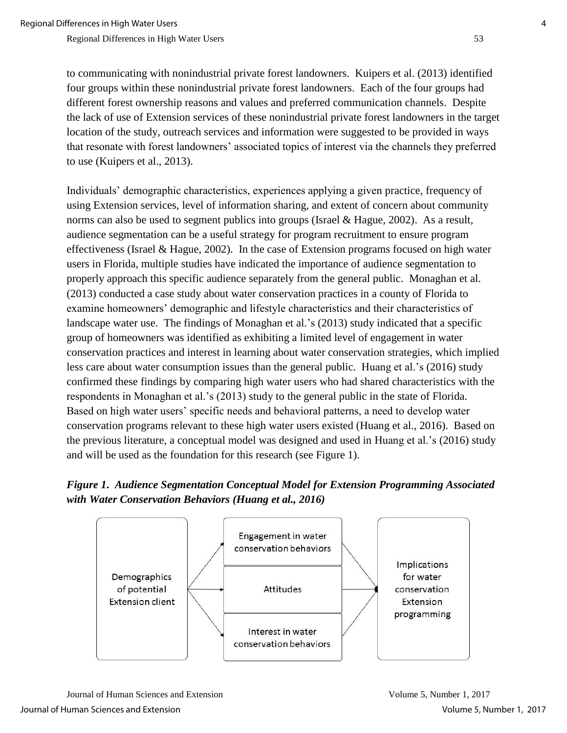to communicating with nonindustrial private forest landowners. Kuipers et al. (2013) identified four groups within these nonindustrial private forest landowners. Each of the four groups had different forest ownership reasons and values and preferred communication channels. Despite the lack of use of Extension services of these nonindustrial private forest landowners in the target location of the study, outreach services and information were suggested to be provided in ways that resonate with forest landowners' associated topics of interest via the channels they preferred to use (Kuipers et al., 2013).

Individuals' demographic characteristics, experiences applying a given practice, frequency of using Extension services, level of information sharing, and extent of concern about community norms can also be used to segment publics into groups (Israel & Hague, 2002). As a result, audience segmentation can be a useful strategy for program recruitment to ensure program effectiveness (Israel & Hague, 2002). In the case of Extension programs focused on high water users in Florida, multiple studies have indicated the importance of audience segmentation to properly approach this specific audience separately from the general public. Monaghan et al. (2013) conducted a case study about water conservation practices in a county of Florida to examine homeowners' demographic and lifestyle characteristics and their characteristics of landscape water use. The findings of Monaghan et al.'s (2013) study indicated that a specific group of homeowners was identified as exhibiting a limited level of engagement in water conservation practices and interest in learning about water conservation strategies, which implied less care about water consumption issues than the general public. Huang et al.'s (2016) study confirmed these findings by comparing high water users who had shared characteristics with the respondents in Monaghan et al.'s (2013) study to the general public in the state of Florida. Based on high water users' specific needs and behavioral patterns, a need to develop water conservation programs relevant to these high water users existed (Huang et al., 2016). Based on the previous literature, a conceptual model was designed and used in Huang et al.'s (2016) study and will be used as the foundation for this research (see Figure 1).

***Figure 1. Audience Segmentation Conceptual Model for Extension Programming Associated with Water Conservation Behaviors (Huang et al., 2016)***

Demographics of potential Extension client → Engagement in water conservation behaviors / Attitudes / Interest in water conservation behaviors → Implications for water conservation Extension programming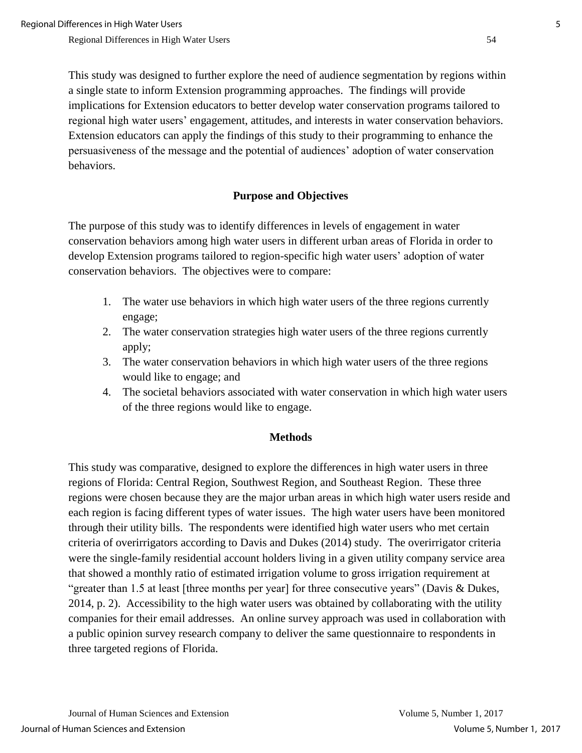This study was designed to further explore the need of audience segmentation by regions within a single state to inform Extension programming approaches. The findings will provide implications for Extension educators to better develop water conservation programs tailored to regional high water users' engagement, attitudes, and interests in water conservation behaviors. Extension educators can apply the findings of this study to their programming to enhance the persuasiveness of the message and the potential of audiences' adoption of water conservation behaviors.

## Purpose and Objectives

The purpose of this study was to identify differences in levels of engagement in water conservation behaviors among high water users in different urban areas of Florida in order to develop Extension programs tailored to region-specific high water users' adoption of water conservation behaviors. The objectives were to compare:

1. The water use behaviors in which high water users of the three regions currently engage;
2. The water conservation strategies high water users of the three regions currently apply;
3. The water conservation behaviors in which high water users of the three regions would like to engage; and
4. The societal behaviors associated with water conservation in which high water users of the three regions would like to engage.

## Methods

This study was comparative, designed to explore the differences in high water users in three regions of Florida: Central Region, Southwest Region, and Southeast Region. These three regions were chosen because they are the major urban areas in which high water users reside and each region is facing different types of water issues. The high water users have been monitored through their utility bills. The respondents were identified high water users who met certain criteria of overirrigators according to Davis and Dukes (2014) study. The overirrigator criteria were the single-family residential account holders living in a given utility company service area that showed a monthly ratio of estimated irrigation volume to gross irrigation requirement at "greater than 1.5 at least [three months per year] for three consecutive years" (Davis & Dukes, 2014, p. 2). Accessibility to the high water users was obtained by collaborating with the utility companies for their email addresses. An online survey approach was used in collaboration with a public opinion survey research company to deliver the same questionnaire to respondents in three targeted regions of Florida.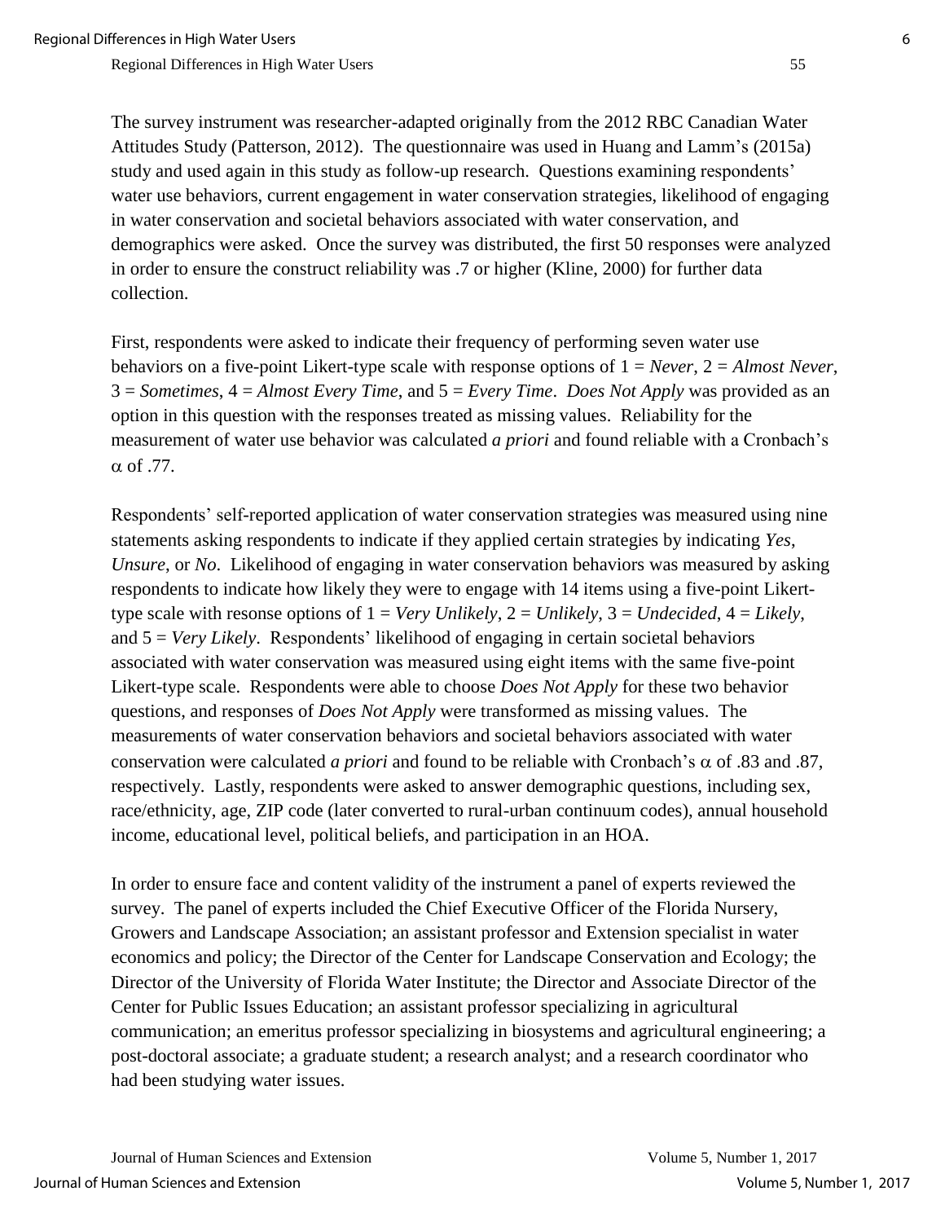The survey instrument was researcher-adapted originally from the 2012 RBC Canadian Water Attitudes Study (Patterson, 2012). The questionnaire was used in Huang and Lamm's (2015a) study and used again in this study as follow-up research. Questions examining respondents' water use behaviors, current engagement in water conservation strategies, likelihood of engaging in water conservation and societal behaviors associated with water conservation, and demographics were asked. Once the survey was distributed, the first 50 responses were analyzed in order to ensure the construct reliability was .7 or higher (Kline, 2000) for further data collection.

First, respondents were asked to indicate their frequency of performing seven water use behaviors on a five-point Likert-type scale with response options of 1 = *Never*, 2 = *Almost Never*, 3 = *Sometimes*, 4 = *Almost Every Time*, and 5 = *Every Time*. *Does Not Apply* was provided as an option in this question with the responses treated as missing values. Reliability for the measurement of water use behavior was calculated *a priori* and found reliable with a Cronbach's $\alpha$ of .77.

Respondents' self-reported application of water conservation strategies was measured using nine statements asking respondents to indicate if they applied certain strategies by indicating *Yes*, *Unsure*, or *No*. Likelihood of engaging in water conservation behaviors was measured by asking respondents to indicate how likely they were to engage with 14 items using a five-point Likert-type scale with resonse options of 1 = *Very Unlikely*, 2 = *Unlikely*, 3 = *Undecided*, 4 = *Likely*, and 5 = *Very Likely*. Respondents' likelihood of engaging in certain societal behaviors associated with water conservation was measured using eight items with the same five-point Likert-type scale. Respondents were able to choose *Does Not Apply* for these two behavior questions, and responses of *Does Not Apply* were transformed as missing values. The measurements of water conservation behaviors and societal behaviors associated with water conservation were calculated *a priori* and found to be reliable with Cronbach's $\alpha$ of .83 and .87, respectively. Lastly, respondents were asked to answer demographic questions, including sex, race/ethnicity, age, ZIP code (later converted to rural-urban continuum codes), annual household income, educational level, political beliefs, and participation in an HOA.

In order to ensure face and content validity of the instrument a panel of experts reviewed the survey. The panel of experts included the Chief Executive Officer of the Florida Nursery, Growers and Landscape Association; an assistant professor and Extension specialist in water economics and policy; the Director of the Center for Landscape Conservation and Ecology; the Director of the University of Florida Water Institute; the Director and Associate Director of the Center for Public Issues Education; an assistant professor specializing in agricultural communication; an emeritus professor specializing in biosystems and agricultural engineering; a post-doctoral associate; a graduate student; a research analyst; and a research coordinator who had been studying water issues.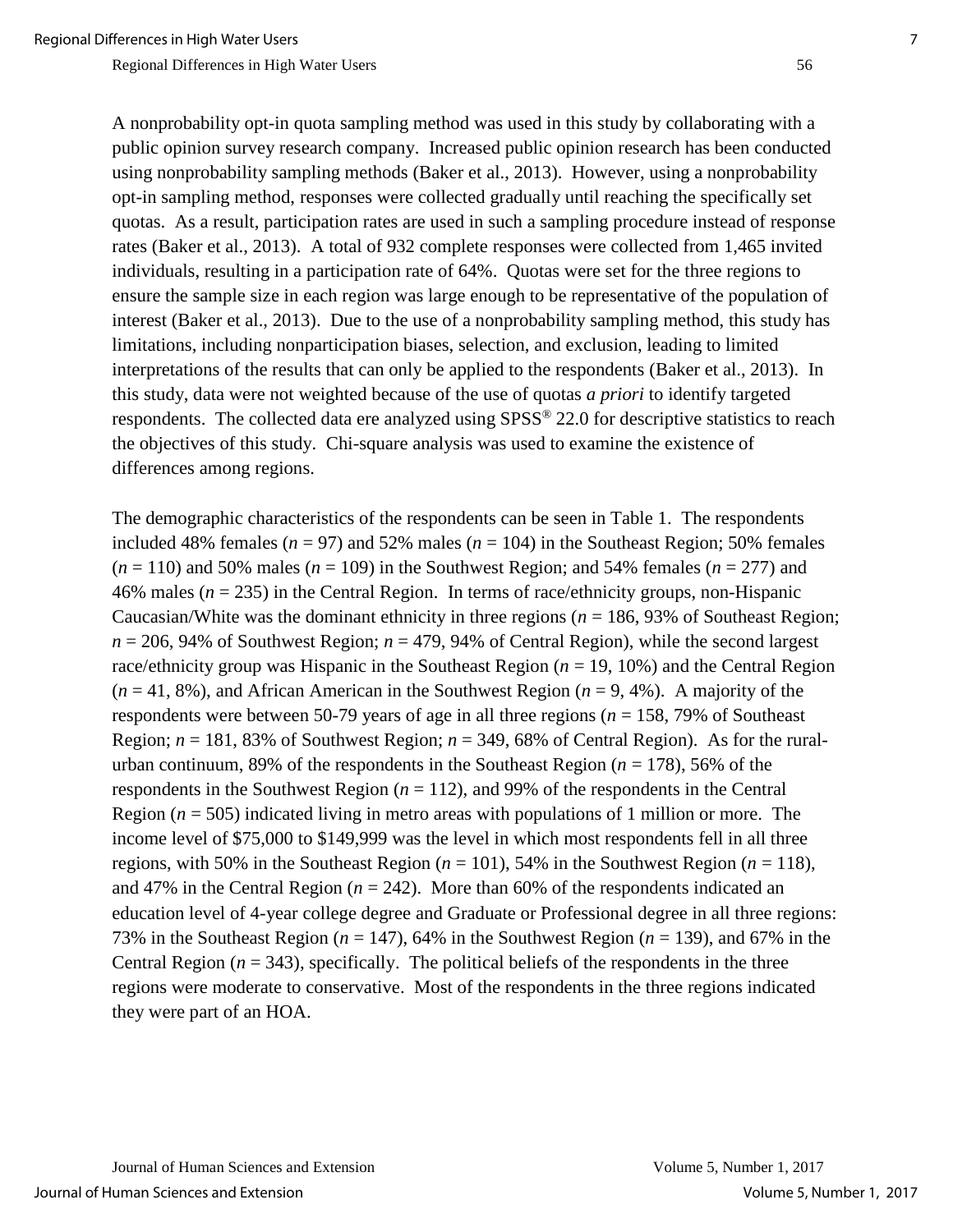A nonprobability opt-in quota sampling method was used in this study by collaborating with a public opinion survey research company. Increased public opinion research has been conducted using nonprobability sampling methods (Baker et al., 2013). However, using a nonprobability opt-in sampling method, responses were collected gradually until reaching the specifically set quotas. As a result, participation rates are used in such a sampling procedure instead of response rates (Baker et al., 2013). A total of 932 complete responses were collected from 1,465 invited individuals, resulting in a participation rate of 64%. Quotas were set for the three regions to ensure the sample size in each region was large enough to be representative of the population of interest (Baker et al., 2013). Due to the use of a nonprobability sampling method, this study has limitations, including nonparticipation biases, selection, and exclusion, leading to limited interpretations of the results that can only be applied to the respondents (Baker et al., 2013). In this study, data were not weighted because of the use of quotas *a priori* to identify targeted respondents. The collected data ere analyzed using SPSS® 22.0 for descriptive statistics to reach the objectives of this study. Chi-square analysis was used to examine the existence of differences among regions.

The demographic characteristics of the respondents can be seen in Table 1. The respondents included 48% females ($n$ = 97) and 52% males ($n$ = 104) in the Southeast Region; 50% females ($n$ = 110) and 50% males ($n$ = 109) in the Southwest Region; and 54% females ($n$ = 277) and 46% males ($n$ = 235) in the Central Region. In terms of race/ethnicity groups, non-Hispanic Caucasian/White was the dominant ethnicity in three regions ($n$ = 186, 93% of Southeast Region; $n$ = 206, 94% of Southwest Region; $n$ = 479, 94% of Central Region), while the second largest race/ethnicity group was Hispanic in the Southeast Region ($n$ = 19, 10%) and the Central Region ($n$ = 41, 8%), and African American in the Southwest Region ($n$ = 9, 4%). A majority of the respondents were between 50-79 years of age in all three regions ($n$ = 158, 79% of Southeast Region; $n$ = 181, 83% of Southwest Region; $n$ = 349, 68% of Central Region). As for the rural-urban continuum, 89% of the respondents in the Southeast Region ($n$ = 178), 56% of the respondents in the Southwest Region ($n$ = 112), and 99% of the respondents in the Central Region ($n$ = 505) indicated living in metro areas with populations of 1 million or more. The income level of \$75,000 to \$149,999 was the level in which most respondents fell in all three regions, with 50% in the Southeast Region ($n$ = 101), 54% in the Southwest Region ($n$ = 118), and 47% in the Central Region ($n$ = 242). More than 60% of the respondents indicated an education level of 4-year college degree and Graduate or Professional degree in all three regions: 73% in the Southeast Region ($n$ = 147), 64% in the Southwest Region ($n$ = 139), and 67% in the Central Region ($n$ = 343), specifically. The political beliefs of the respondents in the three regions were moderate to conservative. Most of the respondents in the three regions indicated they were part of an HOA.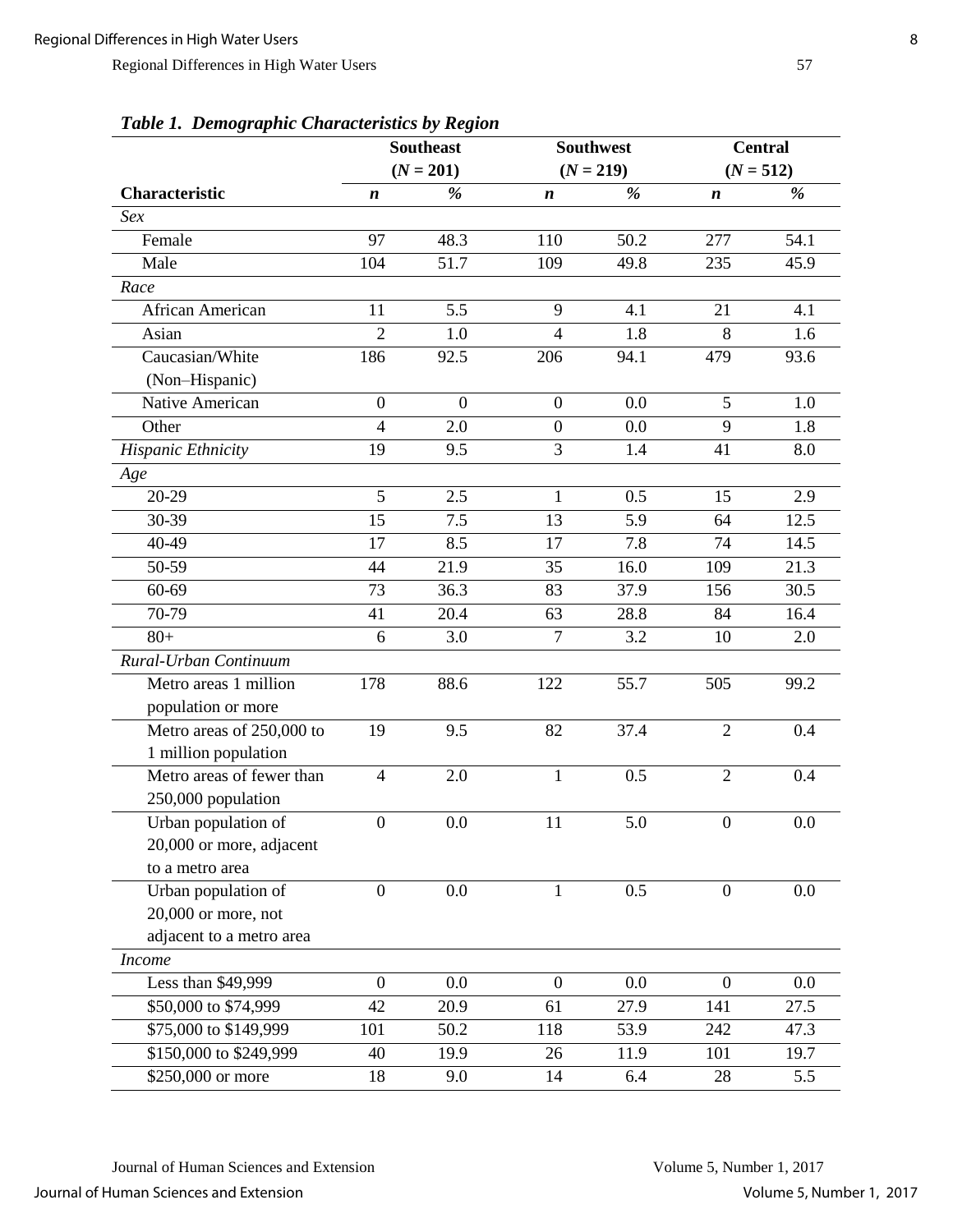***Table 1. Demographic Characteristics by Region***

| | Southeast ($N$ = 201) | | Southwest ($N$ = 219) | | Central ($N$ = 512) | |
|---|---|---|---|---|---|---|
| **Characteristic** | ***n*** | ***%*** | ***n*** | ***%*** | ***n*** | ***%*** |
| *Sex* | | | | | | |
| Female | 97 | 48.3 | 110 | 50.2 | 277 | 54.1 |
| Male | 104 | 51.7 | 109 | 49.8 | 235 | 45.9 |
| *Race* | | | | | | |
| African American | 11 | 5.5 | 9 | 4.1 | 21 | 4.1 |
| Asian | 2 | 1.0 | 4 | 1.8 | 8 | 1.6 |
| Caucasian/White (Non–Hispanic) | 186 | 92.5 | 206 | 94.1 | 479 | 93.6 |
| Native American | 0 | 0 | 0 | 0.0 | 5 | 1.0 |
| Other | 4 | 2.0 | 0 | 0.0 | 9 | 1.8 |
| *Hispanic Ethnicity* | 19 | 9.5 | 3 | 1.4 | 41 | 8.0 |
| *Age* | | | | | | |
| 20-29 | 5 | 2.5 | 1 | 0.5 | 15 | 2.9 |
| 30-39 | 15 | 7.5 | 13 | 5.9 | 64 | 12.5 |
| 40-49 | 17 | 8.5 | 17 | 7.8 | 74 | 14.5 |
| 50-59 | 44 | 21.9 | 35 | 16.0 | 109 | 21.3 |
| 60-69 | 73 | 36.3 | 83 | 37.9 | 156 | 30.5 |
| 70-79 | 41 | 20.4 | 63 | 28.8 | 84 | 16.4 |
| 80+ | 6 | 3.0 | 7 | 3.2 | 10 | 2.0 |
| *Rural-Urban Continuum* | | | | | | |
| Metro areas 1 million population or more | 178 | 88.6 | 122 | 55.7 | 505 | 99.2 |
| Metro areas of 250,000 to 1 million population | 19 | 9.5 | 82 | 37.4 | 2 | 0.4 |
| Metro areas of fewer than 250,000 population | 4 | 2.0 | 1 | 0.5 | 2 | 0.4 |
| Urban population of 20,000 or more, adjacent to a metro area | 0 | 0.0 | 11 | 5.0 | 0 | 0.0 |
| Urban population of 20,000 or more, not adjacent to a metro area | 0 | 0.0 | 1 | 0.5 | 0 | 0.0 |
| *Income* | | | | | | |
| Less than $49,999 | 0 | 0.0 | 0 | 0.0 | 0 | 0.0 |
| $50,000 to $74,999 | 42 | 20.9 | 61 | 27.9 | 141 | 27.5 |
| $75,000 to $149,999 | 101 | 50.2 | 118 | 53.9 | 242 | 47.3 |
| $150,000 to $249,999 | 40 | 19.9 | 26 | 11.9 | 101 | 19.7 |
| $250,000 or more | 18 | 9.0 | 14 | 6.4 | 28 | 5.5 |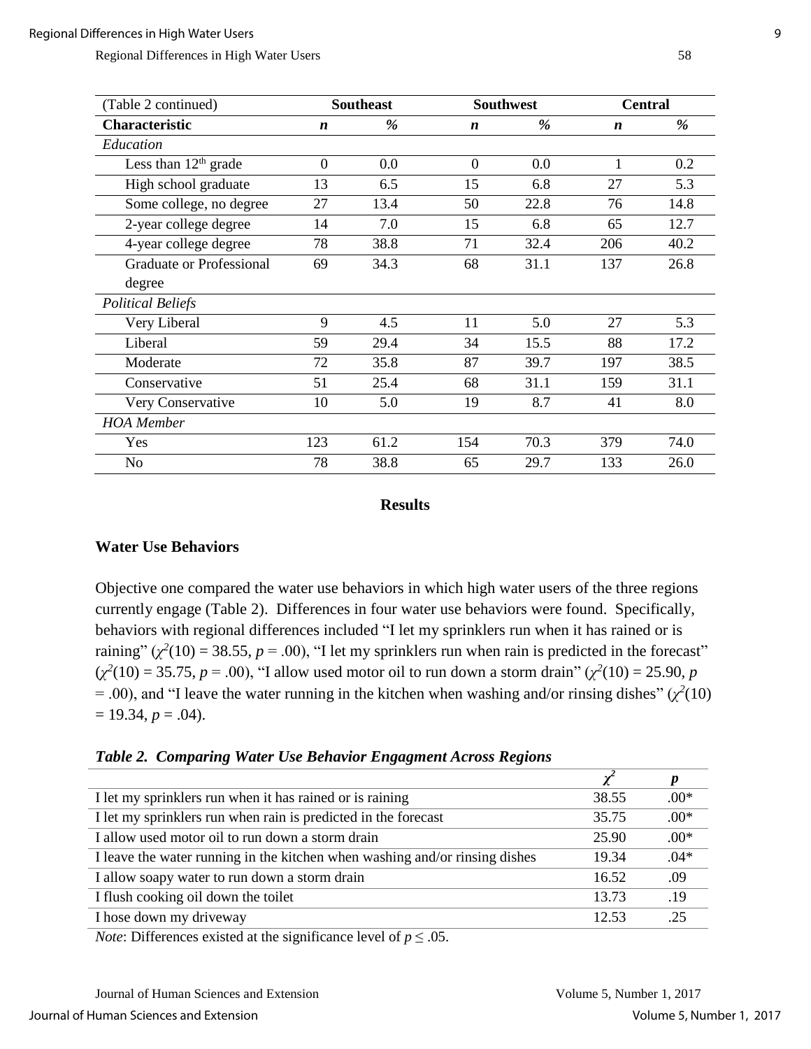| (Table 2 continued) | Southeast | | Southwest | | Central | |
|---|---|---|---|---|---|---|
| **Characteristic** | ***n*** | ***%*** | ***n*** | ***%*** | ***n*** | ***%*** |
| *Education* | | | | | | |
| Less than 12th grade | 0 | 0.0 | 0 | 0.0 | 1 | 0.2 |
| High school graduate | 13 | 6.5 | 15 | 6.8 | 27 | 5.3 |
| Some college, no degree | 27 | 13.4 | 50 | 22.8 | 76 | 14.8 |
| 2-year college degree | 14 | 7.0 | 15 | 6.8 | 65 | 12.7 |
| 4-year college degree | 78 | 38.8 | 71 | 32.4 | 206 | 40.2 |
| Graduate or Professional degree | 69 | 34.3 | 68 | 31.1 | 137 | 26.8 |
| *Political Beliefs* | | | | | | |
| Very Liberal | 9 | 4.5 | 11 | 5.0 | 27 | 5.3 |
| Liberal | 59 | 29.4 | 34 | 15.5 | 88 | 17.2 |
| Moderate | 72 | 35.8 | 87 | 39.7 | 197 | 38.5 |
| Conservative | 51 | 25.4 | 68 | 31.1 | 159 | 31.1 |
| Very Conservative | 10 | 5.0 | 19 | 8.7 | 41 | 8.0 |
| *HOA Member* | | | | | | |
| Yes | 123 | 61.2 | 154 | 70.3 | 379 | 74.0 |
| No | 78 | 38.8 | 65 | 29.7 | 133 | 26.0 |

## Results

### Water Use Behaviors

Objective one compared the water use behaviors in which high water users of the three regions currently engage (Table 2). Differences in four water use behaviors were found. Specifically, behaviors with regional differences included "I let my sprinklers run when it has rained or is raining" ($\chi^2(10) = 38.55$, $p = .00$), "I let my sprinklers run when rain is predicted in the forecast" ($\chi^2(10) = 35.75$, $p = .00$), "I allow used motor oil to run down a storm drain" ($\chi^2(10) = 25.90$, $p = .00$), and "I leave the water running in the kitchen when washing and/or rinsing dishes" ($\chi^2(10) = 19.34$, $p = .04$).

***Table 2. Comparing Water Use Behavior Engagment Across Regions***

| | $\chi^2$ | $p$ |
|---|---|---|
| I let my sprinklers run when it has rained or is raining | 38.55 | .00* |
| I let my sprinklers run when rain is predicted in the forecast | 35.75 | .00* |
| I allow used motor oil to run down a storm drain | 25.90 | .00* |
| I leave the water running in the kitchen when washing and/or rinsing dishes | 19.34 | .04* |
| I allow soapy water to run down a storm drain | 16.52 | .09 |
| I flush cooking oil down the toilet | 13.73 | .19 |
| I hose down my driveway | 12.53 | .25 |

*Note*: Differences existed at the significance level of $p \leq .05$.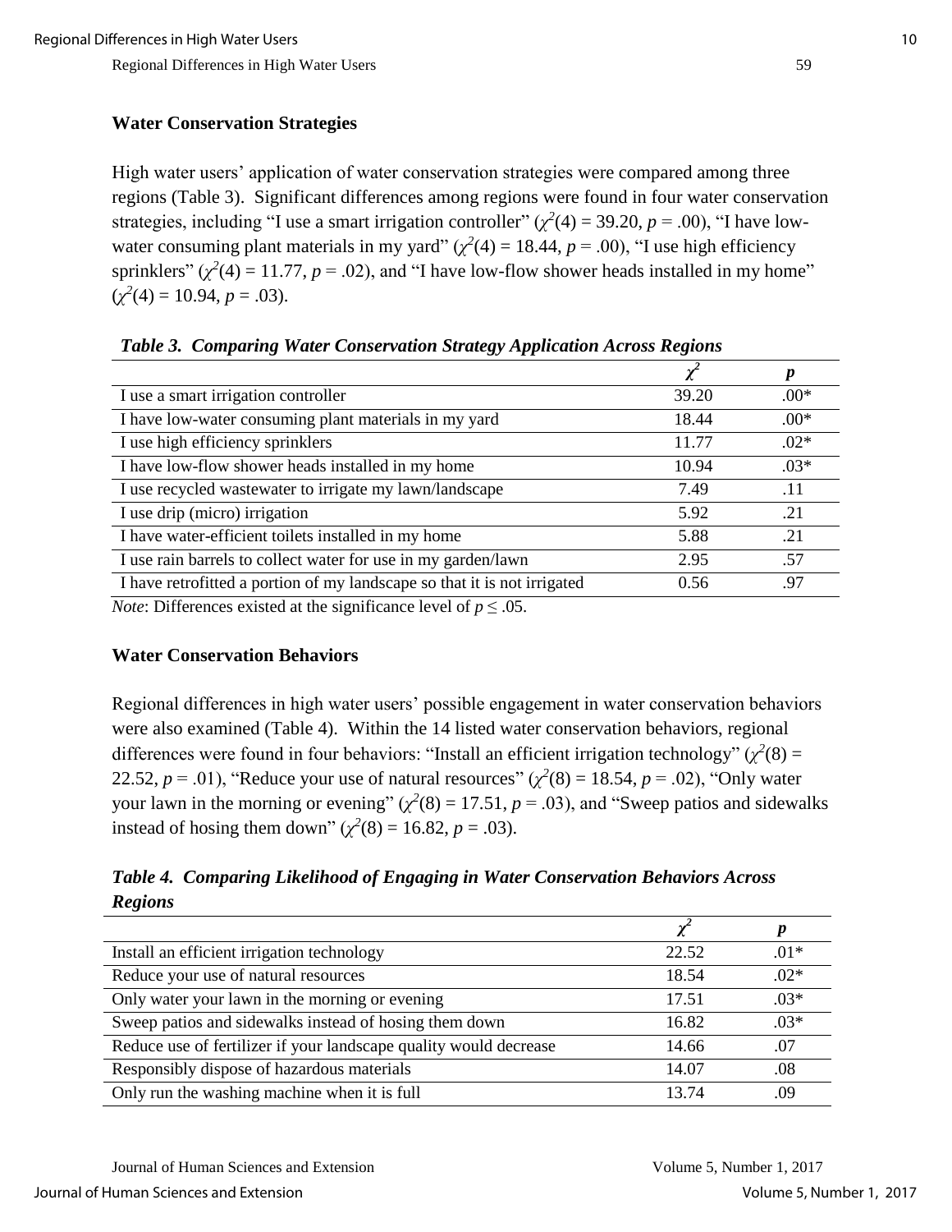### Water Conservation Strategies

High water users' application of water conservation strategies were compared among three regions (Table 3). Significant differences among regions were found in four water conservation strategies, including "I use a smart irrigation controller" ($\chi^2(4) = 39.20$, $p = .00$), "I have low-water consuming plant materials in my yard" ($\chi^2(4) = 18.44$, $p = .00$), "I use high efficiency sprinklers" ($\chi^2(4) = 11.77$, $p = .02$), and "I have low-flow shower heads installed in my home" ($\chi^2(4) = 10.94$, $p = .03$).

***Table 3. Comparing Water Conservation Strategy Application Across Regions***

| | $\chi^2$ | $p$ |
|---|---|---|
| I use a smart irrigation controller | 39.20 | .00* |
| I have low-water consuming plant materials in my yard | 18.44 | .00* |
| I use high efficiency sprinklers | 11.77 | .02* |
| I have low-flow shower heads installed in my home | 10.94 | .03* |
| I use recycled wastewater to irrigate my lawn/landscape | 7.49 | .11 |
| I use drip (micro) irrigation | 5.92 | .21 |
| I have water-efficient toilets installed in my home | 5.88 | .21 |
| I use rain barrels to collect water for use in my garden/lawn | 2.95 | .57 |
| I have retrofitted a portion of my landscape so that it is not irrigated | 0.56 | .97 |

*Note*: Differences existed at the significance level of $p \leq .05$.

### Water Conservation Behaviors

Regional differences in high water users' possible engagement in water conservation behaviors were also examined (Table 4). Within the 14 listed water conservation behaviors, regional differences were found in four behaviors: "Install an efficient irrigation technology" ($\chi^2(8) = 22.52$, $p = .01$), "Reduce your use of natural resources" ($\chi^2(8) = 18.54$, $p = .02$), "Only water your lawn in the morning or evening" ($\chi^2(8) = 17.51$, $p = .03$), and "Sweep patios and sidewalks instead of hosing them down" ($\chi^2(8) = 16.82$, $p = .03$).

***Table 4. Comparing Likelihood of Engaging in Water Conservation Behaviors Across Regions***

| | $\chi^2$ | $p$ |
|---|---|---|
| Install an efficient irrigation technology | 22.52 | .01* |
| Reduce your use of natural resources | 18.54 | .02* |
| Only water your lawn in the morning or evening | 17.51 | .03* |
| Sweep patios and sidewalks instead of hosing them down | 16.82 | .03* |
| Reduce use of fertilizer if your landscape quality would decrease | 14.66 | .07 |
| Responsibly dispose of hazardous materials | 14.07 | .08 |
| Only run the washing machine when it is full | 13.74 | .09 |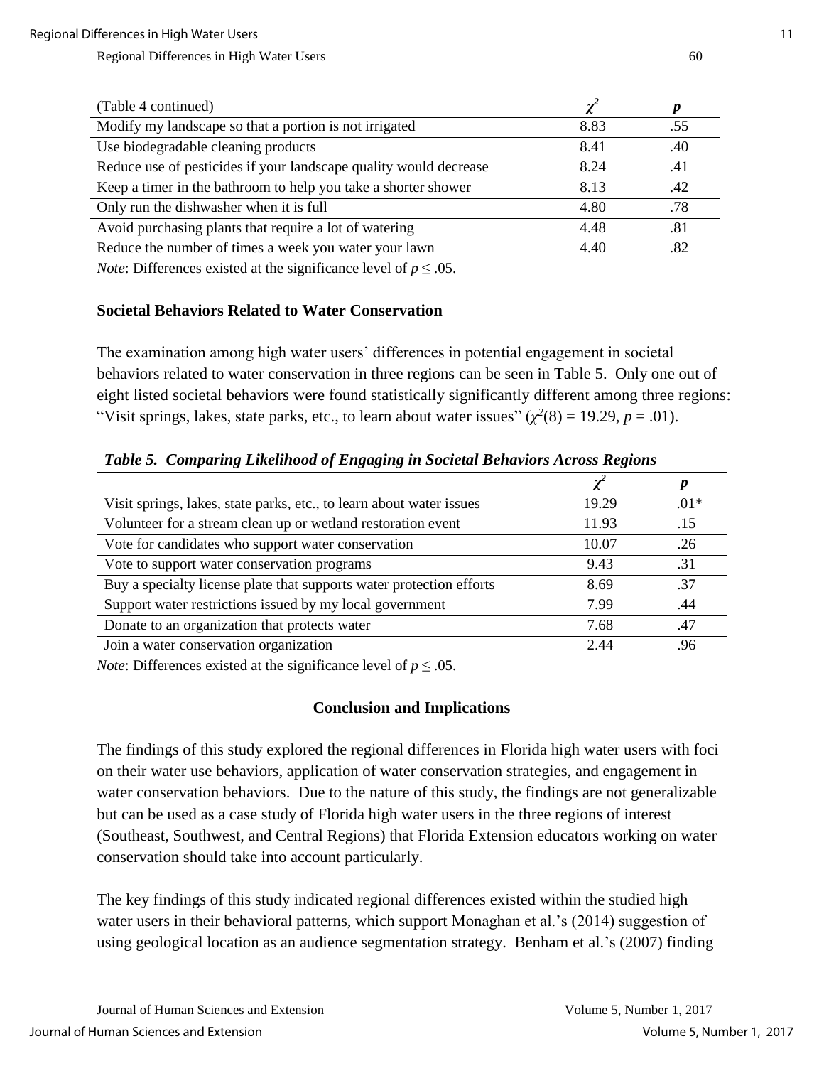| (Table 4 continued) | $\chi^2$ | ***p*** |
|---|---|---|
| Modify my landscape so that a portion is not irrigated | 8.83 | .55 |
| Use biodegradable cleaning products | 8.41 | .40 |
| Reduce use of pesticides if your landscape quality would decrease | 8.24 | .41 |
| Keep a timer in the bathroom to help you take a shorter shower | 8.13 | .42 |
| Only run the dishwasher when it is full | 4.80 | .78 |
| Avoid purchasing plants that require a lot of watering | 4.48 | .81 |
| Reduce the number of times a week you water your lawn | 4.40 | .82 |

*Note*: Differences existed at the significance level of $p \leq .05$.

### Societal Behaviors Related to Water Conservation

The examination among high water users' differences in potential engagement in societal behaviors related to water conservation in three regions can be seen in Table 5. Only one out of eight listed societal behaviors were found statistically significantly different among three regions: "Visit springs, lakes, state parks, etc., to learn about water issues" ($\chi^2(8) = 19.29$, $p = .01$).

***Table 5. Comparing Likelihood of Engaging in Societal Behaviors Across Regions***

| | $\chi^2$ | ***p*** |
|---|---|---|
| Visit springs, lakes, state parks, etc., to learn about water issues | 19.29 | .01* |
| Volunteer for a stream clean up or wetland restoration event | 11.93 | .15 |
| Vote for candidates who support water conservation | 10.07 | .26 |
| Vote to support water conservation programs | 9.43 | .31 |
| Buy a specialty license plate that supports water protection efforts | 8.69 | .37 |
| Support water restrictions issued by my local government | 7.99 | .44 |
| Donate to an organization that protects water | 7.68 | .47 |
| Join a water conservation organization | 2.44 | .96 |

*Note*: Differences existed at the significance level of $p \leq .05$.

## Conclusion and Implications

The findings of this study explored the regional differences in Florida high water users with foci on their water use behaviors, application of water conservation strategies, and engagement in water conservation behaviors. Due to the nature of this study, the findings are not generalizable but can be used as a case study of Florida high water users in the three regions of interest (Southeast, Southwest, and Central Regions) that Florida Extension educators working on water conservation should take into account particularly.

The key findings of this study indicated regional differences existed within the studied high water users in their behavioral patterns, which support Monaghan et al.'s (2014) suggestion of using geological location as an audience segmentation strategy. Benham et al.'s (2007) finding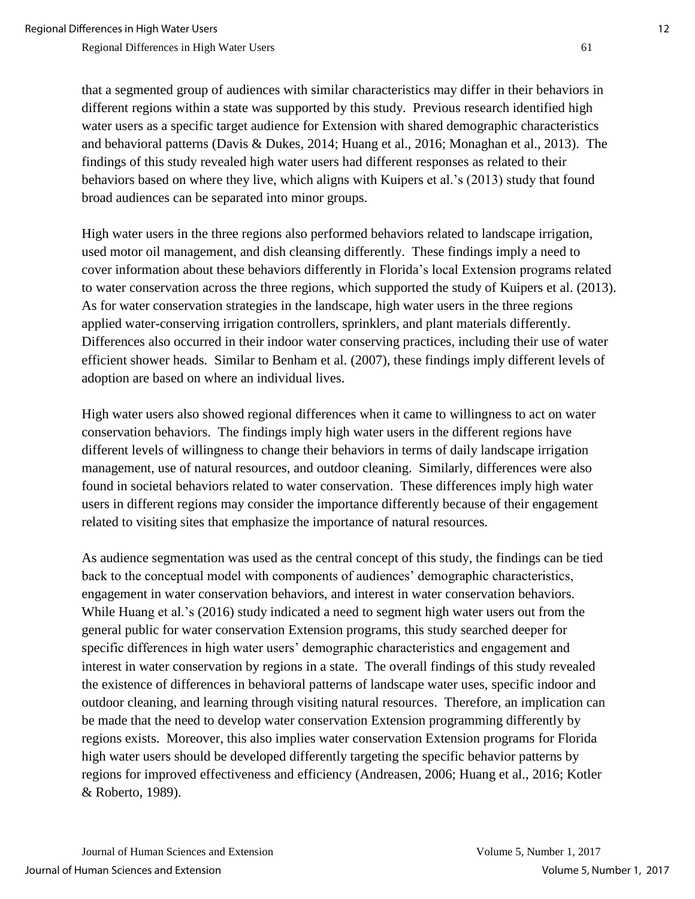that a segmented group of audiences with similar characteristics may differ in their behaviors in different regions within a state was supported by this study. Previous research identified high water users as a specific target audience for Extension with shared demographic characteristics and behavioral patterns (Davis & Dukes, 2014; Huang et al., 2016; Monaghan et al., 2013). The findings of this study revealed high water users had different responses as related to their behaviors based on where they live, which aligns with Kuipers et al.'s (2013) study that found broad audiences can be separated into minor groups.

High water users in the three regions also performed behaviors related to landscape irrigation, used motor oil management, and dish cleansing differently. These findings imply a need to cover information about these behaviors differently in Florida's local Extension programs related to water conservation across the three regions, which supported the study of Kuipers et al. (2013). As for water conservation strategies in the landscape, high water users in the three regions applied water-conserving irrigation controllers, sprinklers, and plant materials differently. Differences also occurred in their indoor water conserving practices, including their use of water efficient shower heads. Similar to Benham et al. (2007), these findings imply different levels of adoption are based on where an individual lives.

High water users also showed regional differences when it came to willingness to act on water conservation behaviors. The findings imply high water users in the different regions have different levels of willingness to change their behaviors in terms of daily landscape irrigation management, use of natural resources, and outdoor cleaning. Similarly, differences were also found in societal behaviors related to water conservation. These differences imply high water users in different regions may consider the importance differently because of their engagement related to visiting sites that emphasize the importance of natural resources.

As audience segmentation was used as the central concept of this study, the findings can be tied back to the conceptual model with components of audiences' demographic characteristics, engagement in water conservation behaviors, and interest in water conservation behaviors. While Huang et al.'s (2016) study indicated a need to segment high water users out from the general public for water conservation Extension programs, this study searched deeper for specific differences in high water users' demographic characteristics and engagement and interest in water conservation by regions in a state. The overall findings of this study revealed the existence of differences in behavioral patterns of landscape water uses, specific indoor and outdoor cleaning, and learning through visiting natural resources. Therefore, an implication can be made that the need to develop water conservation Extension programming differently by regions exists. Moreover, this also implies water conservation Extension programs for Florida high water users should be developed differently targeting the specific behavior patterns by regions for improved effectiveness and efficiency (Andreasen, 2006; Huang et al., 2016; Kotler & Roberto, 1989).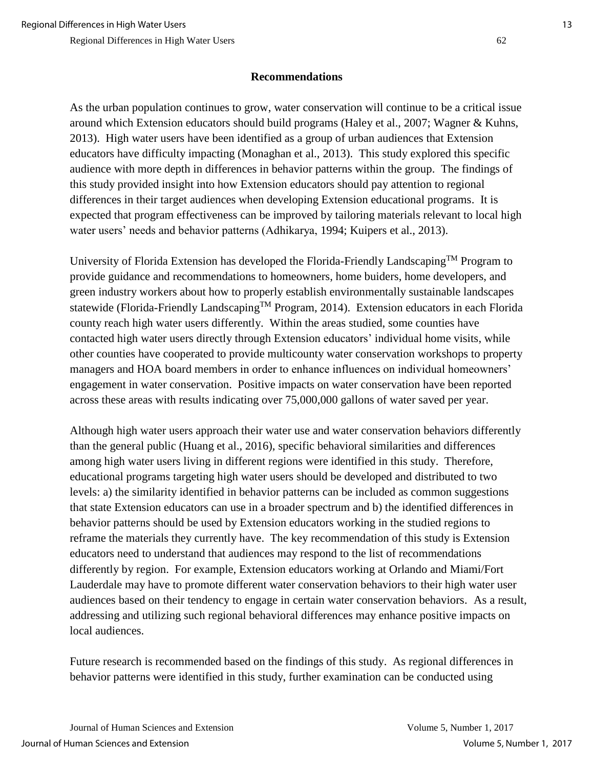## Recommendations

As the urban population continues to grow, water conservation will continue to be a critical issue around which Extension educators should build programs (Haley et al., 2007; Wagner & Kuhns, 2013). High water users have been identified as a group of urban audiences that Extension educators have difficulty impacting (Monaghan et al., 2013). This study explored this specific audience with more depth in differences in behavior patterns within the group. The findings of this study provided insight into how Extension educators should pay attention to regional differences in their target audiences when developing Extension educational programs. It is expected that program effectiveness can be improved by tailoring materials relevant to local high water users' needs and behavior patterns (Adhikarya, 1994; Kuipers et al., 2013).

University of Florida Extension has developed the Florida-Friendly Landscaping™ Program to provide guidance and recommendations to homeowners, home buiders, home developers, and green industry workers about how to properly establish environmentally sustainable landscapes statewide (Florida-Friendly Landscaping™ Program, 2014). Extension educators in each Florida county reach high water users differently. Within the areas studied, some counties have contacted high water users directly through Extension educators' individual home visits, while other counties have cooperated to provide multicounty water conservation workshops to property managers and HOA board members in order to enhance influences on individual homeowners' engagement in water conservation. Positive impacts on water conservation have been reported across these areas with results indicating over 75,000,000 gallons of water saved per year.

Although high water users approach their water use and water conservation behaviors differently than the general public (Huang et al., 2016), specific behavioral similarities and differences among high water users living in different regions were identified in this study. Therefore, educational programs targeting high water users should be developed and distributed to two levels: a) the similarity identified in behavior patterns can be included as common suggestions that state Extension educators can use in a broader spectrum and b) the identified differences in behavior patterns should be used by Extension educators working in the studied regions to reframe the materials they currently have. The key recommendation of this study is Extension educators need to understand that audiences may respond to the list of recommendations differently by region. For example, Extension educators working at Orlando and Miami/Fort Lauderdale may have to promote different water conservation behaviors to their high water user audiences based on their tendency to engage in certain water conservation behaviors. As a result, addressing and utilizing such regional behavioral differences may enhance positive impacts on local audiences.

Future research is recommended based on the findings of this study. As regional differences in behavior patterns were identified in this study, further examination can be conducted using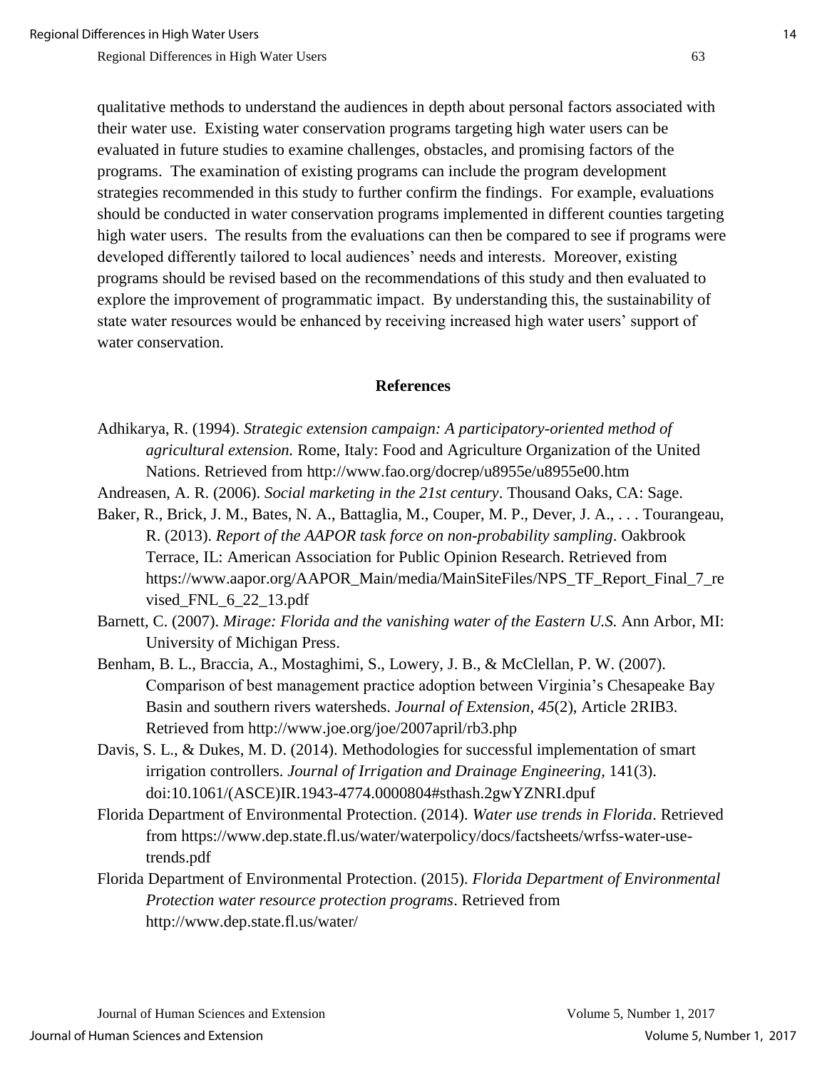qualitative methods to understand the audiences in depth about personal factors associated with their water use. Existing water conservation programs targeting high water users can be evaluated in future studies to examine challenges, obstacles, and promising factors of the programs. The examination of existing programs can include the program development strategies recommended in this study to further confirm the findings. For example, evaluations should be conducted in water conservation programs implemented in different counties targeting high water users. The results from the evaluations can then be compared to see if programs were developed differently tailored to local audiences' needs and interests. Moreover, existing programs should be revised based on the recommendations of this study and then evaluated to explore the improvement of programmatic impact. By understanding this, the sustainability of state water resources would be enhanced by receiving increased high water users' support of water conservation.

## References

Adhikarya, R. (1994). *Strategic extension campaign: A participatory-oriented method of agricultural extension.* Rome, Italy: Food and Agriculture Organization of the United Nations. Retrieved from http://www.fao.org/docrep/u8955e/u8955e00.htm

Andreasen, A. R. (2006). *Social marketing in the 21st century*. Thousand Oaks, CA: Sage.

Baker, R., Brick, J. M., Bates, N. A., Battaglia, M., Couper, M. P., Dever, J. A., . . . Tourangeau, R. (2013). *Report of the AAPOR task force on non-probability sampling*. Oakbrook Terrace, IL: American Association for Public Opinion Research. Retrieved from https://www.aapor.org/AAPOR_Main/media/MainSiteFiles/NPS_TF_Report_Final_7_revised_FNL_6_22_13.pdf

Barnett, C. (2007). *Mirage: Florida and the vanishing water of the Eastern U.S.* Ann Arbor, MI: University of Michigan Press.

Benham, B. L., Braccia, A., Mostaghimi, S., Lowery, J. B., & McClellan, P. W. (2007). Comparison of best management practice adoption between Virginia's Chesapeake Bay Basin and southern rivers watersheds. *Journal of Extension*, *45*(2), Article 2RIB3. Retrieved from http://www.joe.org/joe/2007april/rb3.php

Davis, S. L., & Dukes, M. D. (2014). Methodologies for successful implementation of smart irrigation controllers. *Journal of Irrigation and Drainage Engineering,* 141(3). doi:10.1061/(ASCE)IR.1943-4774.0000804#sthash.2gwYZNRI.dpuf

Florida Department of Environmental Protection. (2014). *Water use trends in Florida*. Retrieved from https://www.dep.state.fl.us/water/waterpolicy/docs/factsheets/wrfss-water-use-trends.pdf

Florida Department of Environmental Protection. (2015). *Florida Department of Environmental Protection water resource protection programs*. Retrieved from http://www.dep.state.fl.us/water/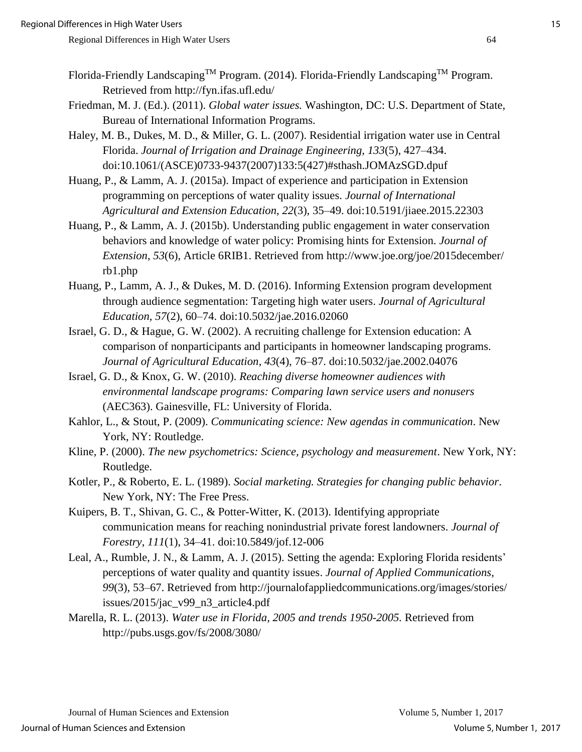Florida-Friendly Landscaping™ Program. (2014). Florida-Friendly Landscaping™ Program. Retrieved from http://fyn.ifas.ufl.edu/

Friedman, M. J. (Ed.). (2011). *Global water issues.* Washington, DC: U.S. Department of State, Bureau of International Information Programs.

Haley, M. B., Dukes, M. D., & Miller, G. L. (2007). Residential irrigation water use in Central Florida. *Journal of Irrigation and Drainage Engineering, 133*(5), 427–434. doi:10.1061/(ASCE)0733-9437(2007)133:5(427)#sthash.JOMAzSGD.dpuf

Huang, P., & Lamm, A. J. (2015a). Impact of experience and participation in Extension programming on perceptions of water quality issues. *Journal of International Agricultural and Extension Education*, *22*(3), 35–49. doi:10.5191/jiaee.2015.22303

Huang, P., & Lamm, A. J. (2015b). Understanding public engagement in water conservation behaviors and knowledge of water policy: Promising hints for Extension. *Journal of Extension, 53*(6), Article 6RIB1. Retrieved from http://www.joe.org/joe/2015december/rb1.php

Huang, P., Lamm, A. J., & Dukes, M. D. (2016). Informing Extension program development through audience segmentation: Targeting high water users. *Journal of Agricultural Education, 57*(2), 60–74. doi:10.5032/jae.2016.02060

Israel, G. D., & Hague, G. W. (2002). A recruiting challenge for Extension education: A comparison of nonparticipants and participants in homeowner landscaping programs. *Journal of Agricultural Education*, *43*(4), 76–87. doi:10.5032/jae.2002.04076

Israel, G. D., & Knox, G. W. (2010). *Reaching diverse homeowner audiences with environmental landscape programs: Comparing lawn service users and nonusers* (AEC363). Gainesville, FL: University of Florida.

Kahlor, L., & Stout, P. (2009). *Communicating science: New agendas in communication*. New York, NY: Routledge.

Kline, P. (2000). *The new psychometrics: Science, psychology and measurement*. New York, NY: Routledge.

Kotler, P., & Roberto, E. L. (1989). *Social marketing. Strategies for changing public behavior*. New York, NY: The Free Press.

Kuipers, B. T., Shivan, G. C., & Potter-Witter, K. (2013). Identifying appropriate communication means for reaching nonindustrial private forest landowners. *Journal of Forestry*, *111*(1), 34–41. doi:10.5849/jof.12-006

Leal, A., Rumble, J. N., & Lamm, A. J. (2015). Setting the agenda: Exploring Florida residents' perceptions of water quality and quantity issues. *Journal of Applied Communications, 99*(3), 53–67. Retrieved from http://journalofappliedcommunications.org/images/stories/issues/2015/jac_v99_n3_article4.pdf

Marella, R. L. (2013). *Water use in Florida, 2005 and trends 1950-2005.* Retrieved from http://pubs.usgs.gov/fs/2008/3080/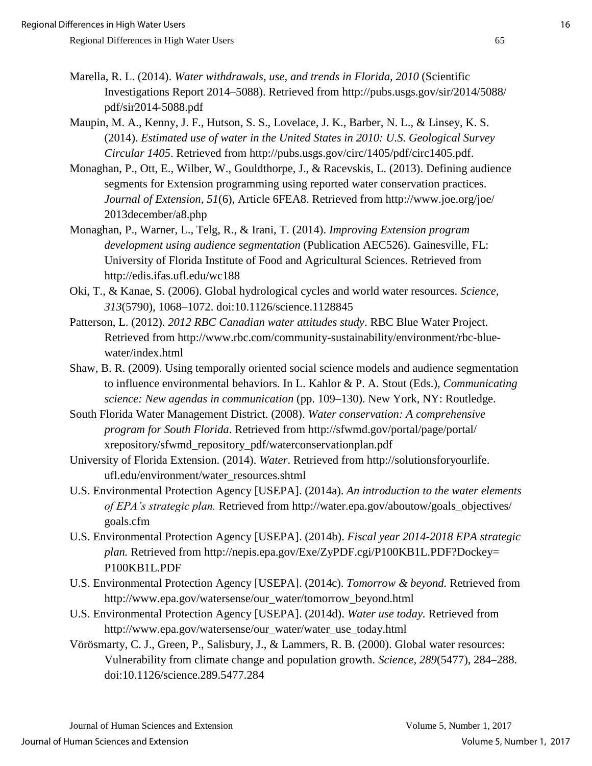Marella, R. L. (2014). *Water withdrawals, use, and trends in Florida, 2010* (Scientific Investigations Report 2014–5088). Retrieved from http://pubs.usgs.gov/sir/2014/5088/pdf/sir2014-5088.pdf

Maupin, M. A., Kenny, J. F., Hutson, S. S., Lovelace, J. K., Barber, N. L., & Linsey, K. S. (2014). *Estimated use of water in the United States in 2010: U.S. Geological Survey Circular 1405*. Retrieved from http://pubs.usgs.gov/circ/1405/pdf/circ1405.pdf.

Monaghan, P., Ott, E., Wilber, W., Gouldthorpe, J., & Racevskis, L. (2013). Defining audience segments for Extension programming using reported water conservation practices. *Journal of Extension, 51*(6), Article 6FEA8. Retrieved from http://www.joe.org/joe/2013december/a8.php

Monaghan, P., Warner, L., Telg, R., & Irani, T. (2014). *Improving Extension program development using audience segmentation* (Publication AEC526). Gainesville, FL: University of Florida Institute of Food and Agricultural Sciences. Retrieved from http://edis.ifas.ufl.edu/wc188

Oki, T., & Kanae, S. (2006). Global hydrological cycles and world water resources. *Science, 313*(5790), 1068–1072. doi:10.1126/science.1128845

Patterson, L. (2012). *2012 RBC Canadian water attitudes study*. RBC Blue Water Project. Retrieved from http://www.rbc.com/community-sustainability/environment/rbc-blue-water/index.html

Shaw, B. R. (2009). Using temporally oriented social science models and audience segmentation to influence environmental behaviors. In L. Kahlor & P. A. Stout (Eds.), *Communicating science: New agendas in communication* (pp. 109–130). New York, NY: Routledge.

South Florida Water Management District. (2008). *Water conservation: A comprehensive program for South Florida*. Retrieved from http://sfwmd.gov/portal/page/portal/xrepository/sfwmd_repository_pdf/waterconservationplan.pdf

University of Florida Extension. (2014). *Water*. Retrieved from http://solutionsforyourlife.ufl.edu/environment/water_resources.shtml

U.S. Environmental Protection Agency [USEPA]. (2014a). *An introduction to the water elements of EPA's strategic plan.* Retrieved from http://water.epa.gov/aboutow/goals_objectives/goals.cfm

U.S. Environmental Protection Agency [USEPA]. (2014b). *Fiscal year 2014-2018 EPA strategic plan.* Retrieved from http://nepis.epa.gov/Exe/ZyPDF.cgi/P100KB1L.PDF?Dockey=P100KB1L.PDF

U.S. Environmental Protection Agency [USEPA]. (2014c). *Tomorrow & beyond.* Retrieved from http://www.epa.gov/watersense/our_water/tomorrow_beyond.html

U.S. Environmental Protection Agency [USEPA]. (2014d). *Water use today.* Retrieved from http://www.epa.gov/watersense/our_water/water_use_today.html

Vörösmarty, C. J., Green, P., Salisbury, J., & Lammers, R. B. (2000). Global water resources: Vulnerability from climate change and population growth. *Science, 289*(5477), 284–288. doi:10.1126/science.289.5477.284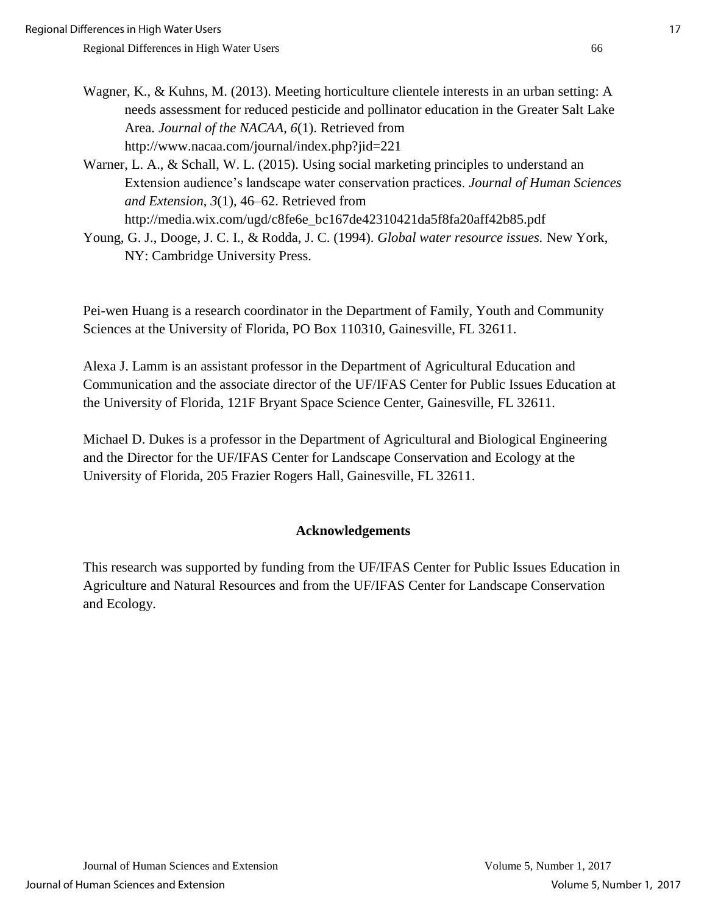Wagner, K., & Kuhns, M. (2013). Meeting horticulture clientele interests in an urban setting: A needs assessment for reduced pesticide and pollinator education in the Greater Salt Lake Area. *Journal of the NACAA*, *6*(1). Retrieved from http://www.nacaa.com/journal/index.php?jid=221

Warner, L. A., & Schall, W. L. (2015). Using social marketing principles to understand an Extension audience's landscape water conservation practices. *Journal of Human Sciences and Extension*, *3*(1), 46–62. Retrieved from http://media.wix.com/ugd/c8fe6e_bc167de42310421da5f8fa20aff42b85.pdf

Young, G. J., Dooge, J. C. I., & Rodda, J. C. (1994). *Global water resource issues.* New York, NY: Cambridge University Press.

Pei-wen Huang is a research coordinator in the Department of Family, Youth and Community Sciences at the University of Florida, PO Box 110310, Gainesville, FL 32611.

Alexa J. Lamm is an assistant professor in the Department of Agricultural Education and Communication and the associate director of the UF/IFAS Center for Public Issues Education at the University of Florida, 121F Bryant Space Science Center, Gainesville, FL 32611.

Michael D. Dukes is a professor in the Department of Agricultural and Biological Engineering and the Director for the UF/IFAS Center for Landscape Conservation and Ecology at the University of Florida, 205 Frazier Rogers Hall, Gainesville, FL 32611.

## Acknowledgements

This research was supported by funding from the UF/IFAS Center for Public Issues Education in Agriculture and Natural Resources and from the UF/IFAS Center for Landscape Conservation and Ecology.